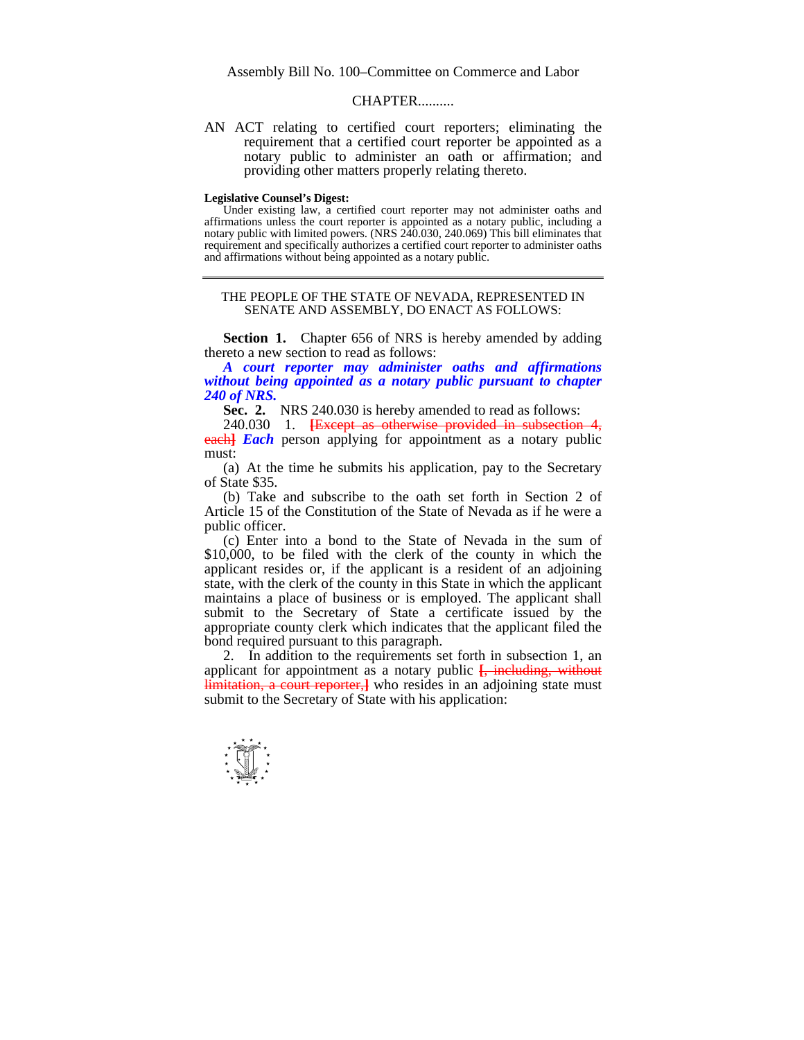Assembly Bill No. 100–Committee on Commerce and Labor

CHAPTER..........

AN ACT relating to certified court reporters; eliminating the requirement that a certified court reporter be appointed as a notary public to administer an oath or affirmation; and providing other matters properly relating thereto.

**Legislative Counsel's Digest:**

Under existing law, a certified court reporter may not administer oaths and affirmations unless the court reporter is appointed as a notary public, including a notary public with limited powers. (NRS 240.030, 240.069) This bill eliminates that requirement and specifically authorizes a certified court reporter to administer oaths and affirmations without being appointed as a notary public.

---

THE PEOPLE OF THE STATE OF NEVADA, REPRESENTED IN SENATE AND ASSEMBLY, DO ENACT AS FOLLOWS:

**Section 1.** Chapter 656 of NRS is hereby amended by adding thereto a new section to read as follows:

***A court reporter may administer oaths and affirmations without being appointed as a notary public pursuant to chapter 240 of NRS.***

**Sec. 2.** NRS 240.030 is hereby amended to read as follows:

240.030 1. ~~[Except as otherwise provided in subsection 4, each]~~ ***Each*** person applying for appointment as a notary public must:

(a) At the time he submits his application, pay to the Secretary of State $35.

(b) Take and subscribe to the oath set forth in Section 2 of Article 15 of the Constitution of the State of Nevada as if he were a public officer.

(c) Enter into a bond to the State of Nevada in the sum of $10,000, to be filed with the clerk of the county in which the applicant resides or, if the applicant is a resident of an adjoining state, with the clerk of the county in this State in which the applicant maintains a place of business or is employed. The applicant shall submit to the Secretary of State a certificate issued by the appropriate county clerk which indicates that the applicant filed the bond required pursuant to this paragraph.

2. In addition to the requirements set forth in subsection 1, an applicant for appointment as a notary public ~~[, including, without limitation, a court reporter,]~~ who resides in an adjoining state must submit to the Secretary of State with his application: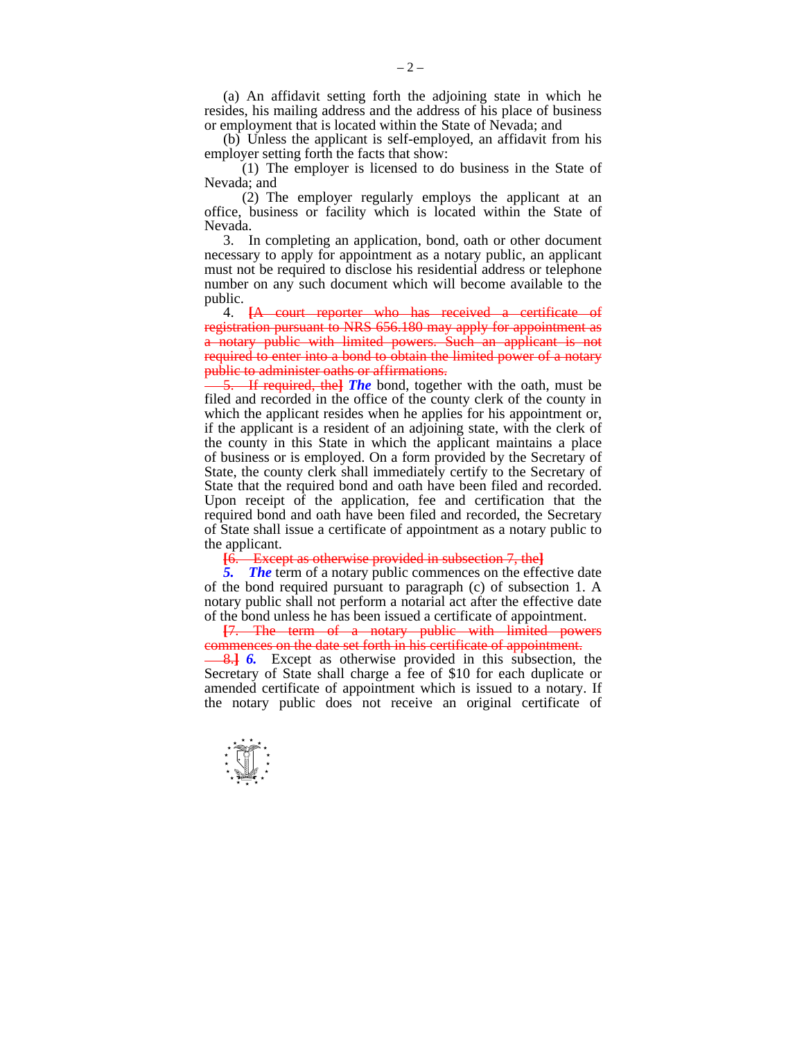(a) An affidavit setting forth the adjoining state in which he resides, his mailing address and the address of his place of business or employment that is located within the State of Nevada; and

(b) Unless the applicant is self-employed, an affidavit from his employer setting forth the facts that show:

(1) The employer is licensed to do business in the State of Nevada; and

(2) The employer regularly employs the applicant at an office, business or facility which is located within the State of Nevada.

3. In completing an application, bond, oath or other document necessary to apply for appointment as a notary public, an applicant must not be required to disclose his residential address or telephone number on any such document which will become available to the public.

4. ~~[A court reporter who has received a certificate of registration pursuant to NRS 656.180 may apply for appointment as a notary public with limited powers. Such an applicant is not required to enter into a bond to obtain the limited power of a notary public to administer oaths or affirmations.~~

~~5. If required, the]~~ ***The*** bond, together with the oath, must be filed and recorded in the office of the county clerk of the county in which the applicant resides when he applies for his appointment or, if the applicant is a resident of an adjoining state, with the clerk of the county in this State in which the applicant maintains a place of business or is employed. On a form provided by the Secretary of State, the county clerk shall immediately certify to the Secretary of State that the required bond and oath have been filed and recorded. Upon receipt of the application, fee and certification that the required bond and oath have been filed and recorded, the Secretary of State shall issue a certificate of appointment as a notary public to the applicant.

~~[6. Except as otherwise provided in subsection 7, the]~~

***5. The*** term of a notary public commences on the effective date of the bond required pursuant to paragraph (c) of subsection 1. A notary public shall not perform a notarial act after the effective date of the bond unless he has been issued a certificate of appointment.

~~[7. The term of a notary public with limited powers commences on the date set forth in his certificate of appointment.~~

~~8.]~~ ***6.*** Except as otherwise provided in this subsection, the Secretary of State shall charge a fee of $10 for each duplicate or amended certificate of appointment which is issued to a notary. If the notary public does not receive an original certificate of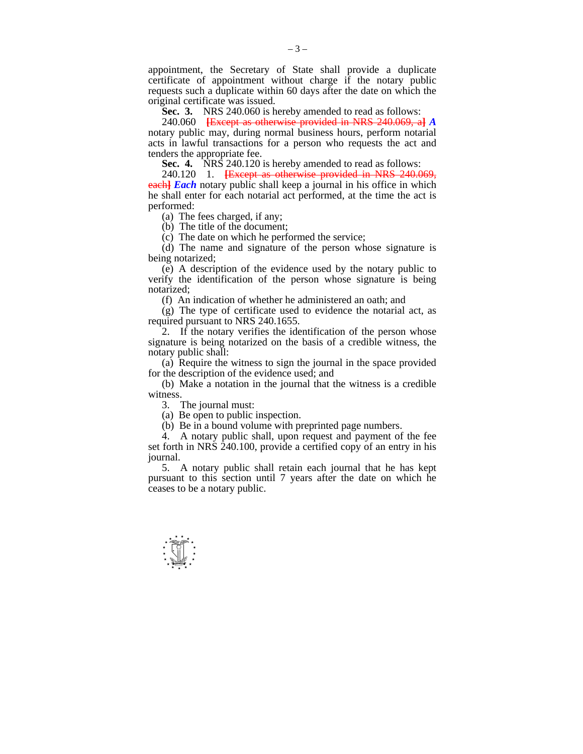appointment, the Secretary of State shall provide a duplicate certificate of appointment without charge if the notary public requests such a duplicate within 60 days after the date on which the original certificate was issued.

**Sec. 3.** NRS 240.060 is hereby amended to read as follows:

240.060 ~~[Except as otherwise provided in NRS 240.069, a]~~ ***A*** notary public may, during normal business hours, perform notarial acts in lawful transactions for a person who requests the act and tenders the appropriate fee.

**Sec. 4.** NRS 240.120 is hereby amended to read as follows:

240.120 1. ~~[Except as otherwise provided in NRS 240.069, each]~~ ***Each*** notary public shall keep a journal in his office in which he shall enter for each notarial act performed, at the time the act is performed:

(a) The fees charged, if any;

(b) The title of the document;

(c) The date on which he performed the service;

(d) The name and signature of the person whose signature is being notarized;

(e) A description of the evidence used by the notary public to verify the identification of the person whose signature is being notarized;

(f) An indication of whether he administered an oath; and

(g) The type of certificate used to evidence the notarial act, as required pursuant to NRS 240.1655.

2. If the notary verifies the identification of the person whose signature is being notarized on the basis of a credible witness, the notary public shall:

(a) Require the witness to sign the journal in the space provided for the description of the evidence used; and

(b) Make a notation in the journal that the witness is a credible witness.

3. The journal must:

(a) Be open to public inspection.

(b) Be in a bound volume with preprinted page numbers.

4. A notary public shall, upon request and payment of the fee set forth in NRS 240.100, provide a certified copy of an entry in his journal.

5. A notary public shall retain each journal that he has kept pursuant to this section until 7 years after the date on which he ceases to be a notary public.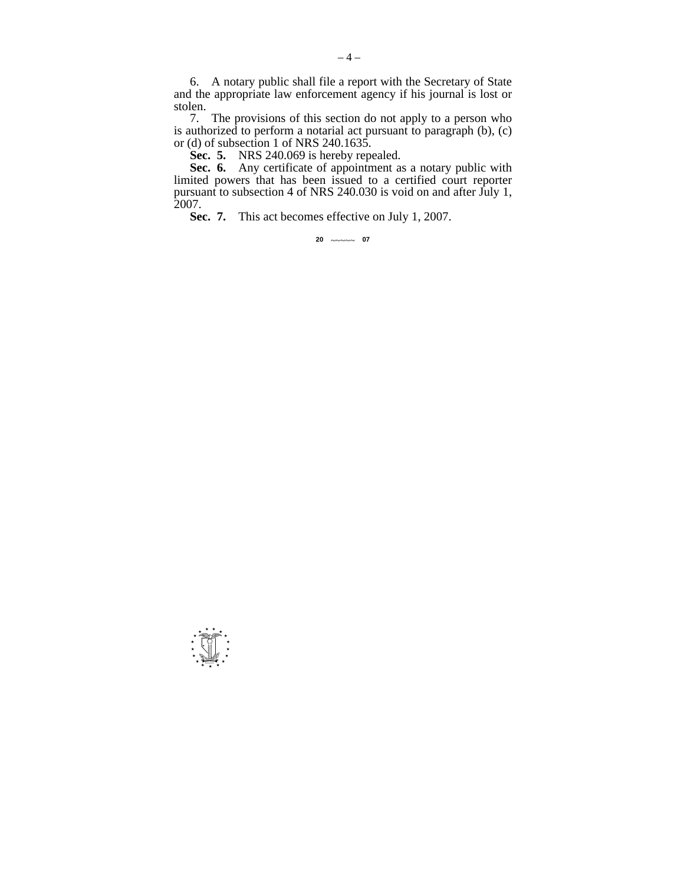6. A notary public shall file a report with the Secretary of State and the appropriate law enforcement agency if his journal is lost or stolen.

7. The provisions of this section do not apply to a person who is authorized to perform a notarial act pursuant to paragraph (b), (c) or (d) of subsection 1 of NRS 240.1635.

**Sec. 5.** NRS 240.069 is hereby repealed.

**Sec. 6.** Any certificate of appointment as a notary public with limited powers that has been issued to a certified court reporter pursuant to subsection 4 of NRS 240.030 is void on and after July 1, 2007.

**Sec. 7.** This act becomes effective on July 1, 2007.

20 ~~~~~ 07